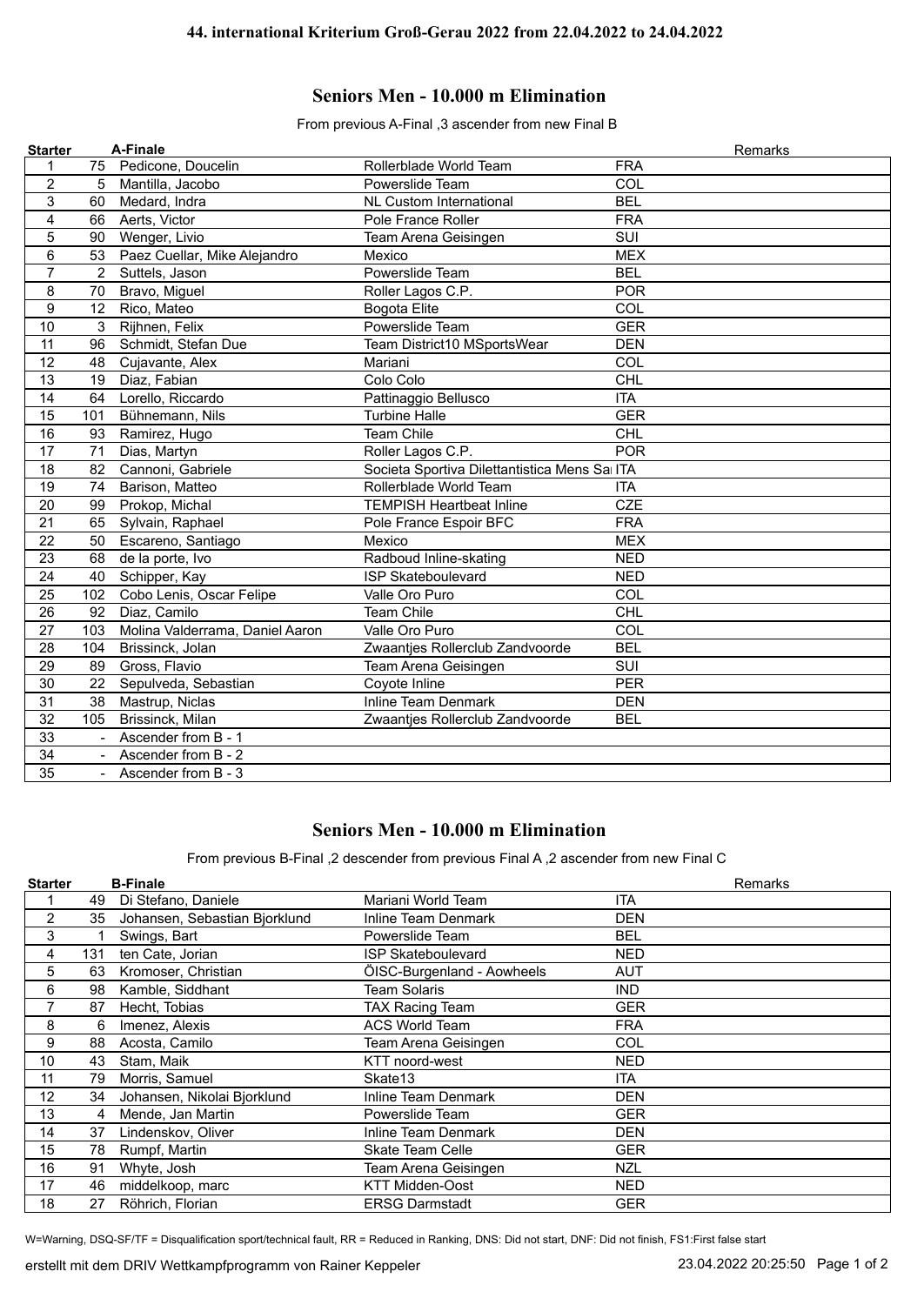# 44. international Kriterium Groß-Gerau 2022 from 22.04.2022 to 24.04.2022

## Seniors Men - 10.000 m Elimination

From previous A-Final ,3 ascender from new Final B

| Starter | | A-Finale | | | Remarks |
|---|---|---|---|---|---|
| 1 | 75 | Pedicone, Doucelin | Rollerblade World Team | FRA | |
| 2 | 5 | Mantilla, Jacobo | Powerslide Team | COL | |
| 3 | 60 | Medard, Indra | NL Custom International | BEL | |
| 4 | 66 | Aerts, Victor | Pole France Roller | FRA | |
| 5 | 90 | Wenger, Livio | Team Arena Geisingen | SUI | |
| 6 | 53 | Paez Cuellar, Mike Alejandro | Mexico | MEX | |
| 7 | 2 | Suttels, Jason | Powerslide Team | BEL | |
| 8 | 70 | Bravo, Miguel | Roller Lagos C.P. | POR | |
| 9 | 12 | Rico, Mateo | Bogota Elite | COL | |
| 10 | 3 | Rijhnen, Felix | Powerslide Team | GER | |
| 11 | 96 | Schmidt, Stefan Due | Team District10 MSportsWear | DEN | |
| 12 | 48 | Cujavante, Alex | Mariani | COL | |
| 13 | 19 | Diaz, Fabian | Colo Colo | CHL | |
| 14 | 64 | Lorello, Riccardo | Pattinaggio Bellusco | ITA | |
| 15 | 101 | Bühnemann, Nils | Turbine Halle | GER | |
| 16 | 93 | Ramirez, Hugo | Team Chile | CHL | |
| 17 | 71 | Dias, Martyn | Roller Lagos C.P. | POR | |
| 18 | 82 | Cannoni, Gabriele | Societa Sportiva Dilettantistica Mens Sa | ITA | |
| 19 | 74 | Barison, Matteo | Rollerblade World Team | ITA | |
| 20 | 99 | Prokop, Michal | TEMPISH Heartbeat Inline | CZE | |
| 21 | 65 | Sylvain, Raphael | Pole France Espoir BFC | FRA | |
| 22 | 50 | Escareno, Santiago | Mexico | MEX | |
| 23 | 68 | de la porte, Ivo | Radboud Inline-skating | NED | |
| 24 | 40 | Schipper, Kay | ISP Skateboulevard | NED | |
| 25 | 102 | Cobo Lenis, Oscar Felipe | Valle Oro Puro | COL | |
| 26 | 92 | Diaz, Camilo | Team Chile | CHL | |
| 27 | 103 | Molina Valderrama, Daniel Aaron | Valle Oro Puro | COL | |
| 28 | 104 | Brissinck, Jolan | Zwaantjes Rollerclub Zandvoorde | BEL | |
| 29 | 89 | Gross, Flavio | Team Arena Geisingen | SUI | |
| 30 | 22 | Sepulveda, Sebastian | Coyote Inline | PER | |
| 31 | 38 | Mastrup, Niclas | Inline Team Denmark | DEN | |
| 32 | 105 | Brissinck, Milan | Zwaantjes Rollerclub Zandvoorde | BEL | |
| 33 | - | Ascender from B - 1 | | | |
| 34 | - | Ascender from B - 2 | | | |
| 35 | - | Ascender from B - 3 | | | |

## Seniors Men - 10.000 m Elimination

From previous B-Final ,2 descender from previous Final A ,2 ascender from new Final C

| Starter | | B-Finale | | | Remarks |
|---|---|---|---|---|---|
| 1 | 49 | Di Stefano, Daniele | Mariani World Team | ITA | |
| 2 | 35 | Johansen, Sebastian Bjorklund | Inline Team Denmark | DEN | |
| 3 | 1 | Swings, Bart | Powerslide Team | BEL | |
| 4 | 131 | ten Cate, Jorian | ISP Skateboulevard | NED | |
| 5 | 63 | Kromoser, Christian | ÖISC-Burgenland - Aowheels | AUT | |
| 6 | 98 | Kamble, Siddhant | Team Solaris | IND | |
| 7 | 87 | Hecht, Tobias | TAX Racing Team | GER | |
| 8 | 6 | Imenez, Alexis | ACS World Team | FRA | |
| 9 | 88 | Acosta, Camilo | Team Arena Geisingen | COL | |
| 10 | 43 | Stam, Maik | KTT noord-west | NED | |
| 11 | 79 | Morris, Samuel | Skate13 | ITA | |
| 12 | 34 | Johansen, Nikolai Bjorklund | Inline Team Denmark | DEN | |
| 13 | 4 | Mende, Jan Martin | Powerslide Team | GER | |
| 14 | 37 | Lindenskov, Oliver | Inline Team Denmark | DEN | |
| 15 | 78 | Rumpf, Martin | Skate Team Celle | GER | |
| 16 | 91 | Whyte, Josh | Team Arena Geisingen | NZL | |
| 17 | 46 | middelkoop, marc | KTT Midden-Oost | NED | |
| 18 | 27 | Röhrich, Florian | ERSG Darmstadt | GER | |

W=Warning, DSQ-SF/TF = Disqualification sport/technical fault, RR = Reduced in Ranking, DNS: Did not start, DNF: Did not finish, FS1:First false start

erstellt mit dem DRIV Wettkampfprogramm von Rainer Keppeler 23.04.2022 20:25:50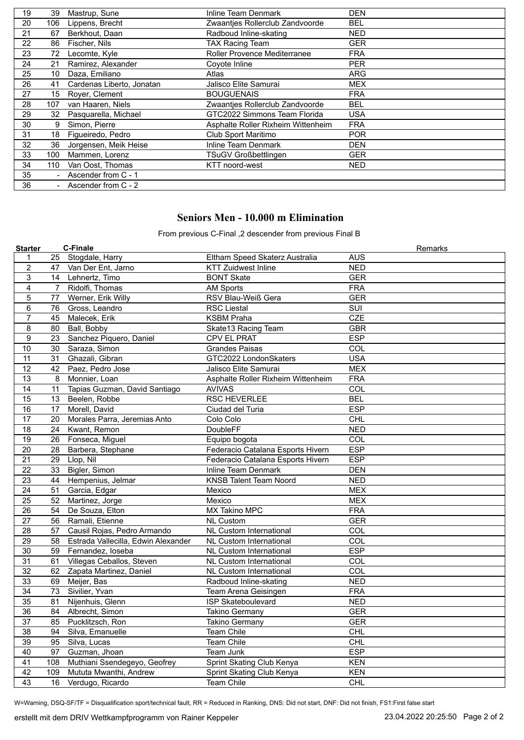| | | | | |
|---|---|---|---|---|
| 19 | 39 | Mastrup, Sune | Inline Team Denmark | DEN |
| 20 | 106 | Lippens, Brecht | Zwaantjes Rollerclub Zandvoorde | BEL |
| 21 | 67 | Berkhout, Daan | Radboud Inline-skating | NED |
| 22 | 86 | Fischer, Nils | TAX Racing Team | GER |
| 23 | 72 | Lecomte, Kyle | Roller Provence Mediterranee | FRA |
| 24 | 21 | Ramirez, Alexander | Coyote Inline | PER |
| 25 | 10 | Daza, Emiliano | Atlas | ARG |
| 26 | 41 | Cardenas Liberto, Jonatan | Jalisco Elite Samurai | MEX |
| 27 | 15 | Royer, Clement | BOUGUENAIS | FRA |
| 28 | 107 | van Haaren, Niels | Zwaantjes Rollerclub Zandvoorde | BEL |
| 29 | 32 | Pasquarella, Michael | GTC2022 Simmons Team Florida | USA |
| 30 | 9 | Simon, Pierre | Asphalte Roller Rixheim Wittenheim | FRA |
| 31 | 18 | Figueiredo, Pedro | Club Sport Maritimo | POR |
| 32 | 36 | Jorgensen, Meik Heise | Inline Team Denmark | DEN |
| 33 | 100 | Mammen, Lorenz | TSuGV Großbettlingen | GER |
| 34 | 110 | Van Oost, Thomas | KTT noord-west | NED |
| 35 | - | Ascender from C - 1 | | |
| 36 | - | Ascender from C - 2 | | |

## Seniors Men - 10.000 m Elimination

From previous C-Final ,2 descender from previous Final B

| Starter | | C-Finale | | | Remarks |
|---|---|---|---|---|---|
| 1 | 25 | Stogdale, Harry | Eltham Speed Skaterz Australia | AUS | |
| 2 | 47 | Van Der Ent, Jarno | KTT Zuidwest Inline | NED | |
| 3 | 14 | Lehnertz, Timo | BONT Skate | GER | |
| 4 | 7 | Ridolfi, Thomas | AM Sports | FRA | |
| 5 | 77 | Werner, Erik Willy | RSV Blau-Weiß Gera | GER | |
| 6 | 76 | Gross, Leandro | RSC Liestal | SUI | |
| 7 | 45 | Malecek, Erik | KSBM Praha | CZE | |
| 8 | 80 | Ball, Bobby | Skate13 Racing Team | GBR | |
| 9 | 23 | Sanchez Piquero, Daniel | CPV EL PRAT | ESP | |
| 10 | 30 | Saraza, Simon | Grandes Paisas | COL | |
| 11 | 31 | Ghazali, Gibran | GTC2022 LondonSkaters | USA | |
| 12 | 42 | Paez, Pedro Jose | Jalisco Elite Samurai | MEX | |
| 13 | 8 | Monnier, Loan | Asphalte Roller Rixheim Wittenheim | FRA | |
| 14 | 11 | Tapias Guzman, David Santiago | AVIVAS | COL | |
| 15 | 13 | Beelen, Robbe | RSC HEVERLEE | BEL | |
| 16 | 17 | Morell, David | Ciudad del Turia | ESP | |
| 17 | 20 | Morales Parra, Jeremias Anto | Colo Colo | CHL | |
| 18 | 24 | Kwant, Remon | DoubleFF | NED | |
| 19 | 26 | Fonseca, Miguel | Equipo bogota | COL | |
| 20 | 28 | Barbera, Stephane | Federacio Catalana Esports Hivern | ESP | |
| 21 | 29 | Llop, Nil | Federacio Catalana Esports Hivern | ESP | |
| 22 | 33 | Bigler, Simon | Inline Team Denmark | DEN | |
| 23 | 44 | Hempenius, Jelmar | KNSB Talent Team Noord | NED | |
| 24 | 51 | Garcia, Edgar | Mexico | MEX | |
| 25 | 52 | Martinez, Jorge | Mexico | MEX | |
| 26 | 54 | De Souza, Elton | MX Takino MPC | FRA | |
| 27 | 56 | Ramali, Etienne | NL Custom | GER | |
| 28 | 57 | Causil Rojas, Pedro Armando | NL Custom International | COL | |
| 29 | 58 | Estrada Vallecilla, Edwin Alexander | NL Custom International | COL | |
| 30 | 59 | Fernandez, Ioseba | NL Custom International | ESP | |
| 31 | 61 | Villegas Ceballos, Steven | NL Custom International | COL | |
| 32 | 62 | Zapata Martinez, Daniel | NL Custom International | COL | |
| 33 | 69 | Meijer, Bas | Radboud Inline-skating | NED | |
| 34 | 73 | Sivilier, Yvan | Team Arena Geisingen | FRA | |
| 35 | 81 | Nijenhuis, Glenn | ISP Skateboulevard | NED | |
| 36 | 84 | Albrecht, Simon | Takino Germany | GER | |
| 37 | 85 | Pucklitzsch, Ron | Takino Germany | GER | |
| 38 | 94 | Silva, Emanuelle | Team Chile | CHL | |
| 39 | 95 | Silva, Lucas | Team Chile | CHL | |
| 40 | 97 | Guzman, Jhoan | Team Junk | ESP | |
| 41 | 108 | Muthiani Ssendegeyo, Geofrey | Sprint Skating Club Kenya | KEN | |
| 42 | 109 | Mututa Mwanthi, Andrew | Sprint Skating Club Kenya | KEN | |
| 43 | 16 | Verdugo, Ricardo | Team Chile | CHL | |

W=Warning, DSQ-SF/TF = Disqualification sport/technical fault, RR = Reduced in Ranking, DNS: Did not start, DNF: Did not finish, FS1:First false start

erstellt mit dem DRIV Wettkampfprogramm von Rainer Keppeler 23.04.2022 20:25:50